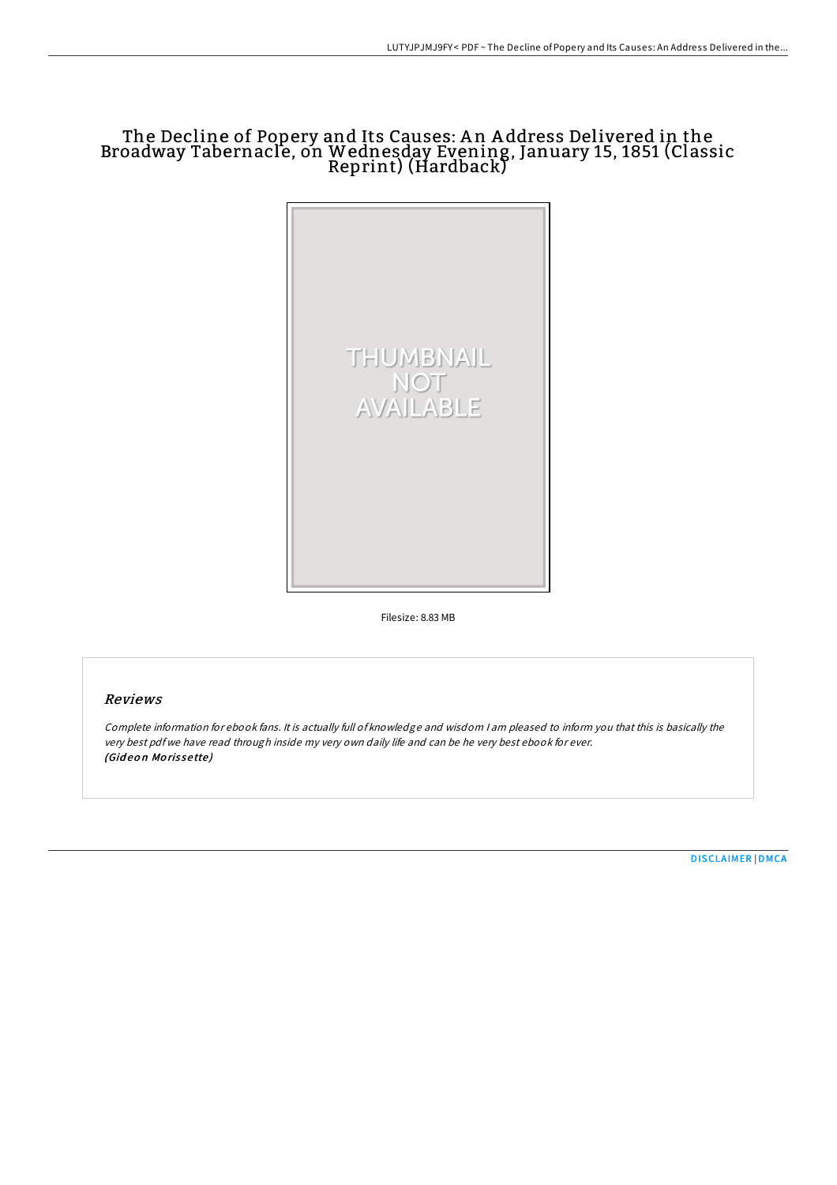# The Decline of Popery and Its Causes: An Address Delivered in the Broadway Tabernacle, on Wednesday Evening, January 15, 1851 (Classic Reprint) (Hardback)

Filesize: 8.83 MB

## Reviews

*Complete information for ebook fans. It is actually full of knowledge and wisdom I am pleased to inform you that this is basically the very best pdf we have read through inside my very own daily life and can be he very best ebook for ever.*
***(Gideon Morissette)***

DISCLAIMER | DMCA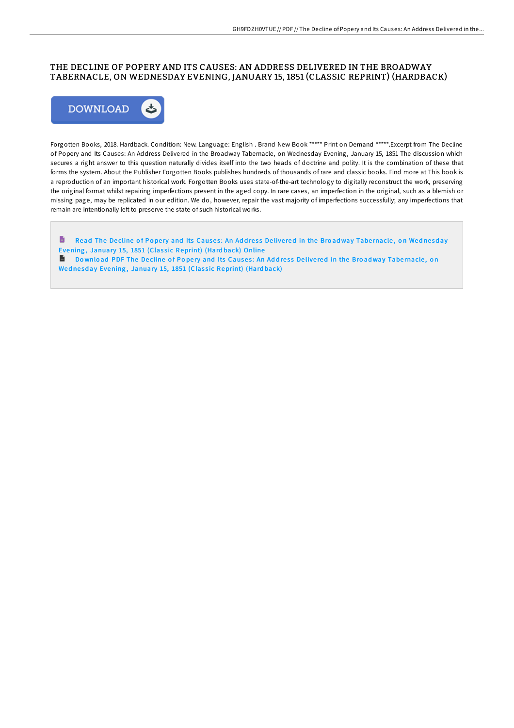# THE DECLINE OF POPERY AND ITS CAUSES: AN ADDRESS DELIVERED IN THE BROADWAY TABERNACLE, ON WEDNESDAY EVENING, JANUARY 15, 1851 (CLASSIC REPRINT) (HARDBACK)

DOWNLOAD

Forgotten Books, 2018. Hardback. Condition: New. Language: English . Brand New Book ***** Print on Demand *****.Excerpt from The Decline of Popery and Its Causes: An Address Delivered in the Broadway Tabernacle, on Wednesday Evening, January 15, 1851 The discussion which secures a right answer to this question naturally divides itself into the two heads of doctrine and polity. It is the combination of these that forms the system. About the Publisher Forgotten Books publishes hundreds of thousands of rare and classic books. Find more at This book is a reproduction of an important historical work. Forgotten Books uses state-of-the-art technology to digitally reconstruct the work, preserving the original format whilst repairing imperfections present in the aged copy. In rare cases, an imperfection in the original, such as a blemish or missing page, may be replicated in our edition. We do, however, repair the vast majority of imperfections successfully; any imperfections that remain are intentionally left to preserve the state of such historical works.

Read The Decline of Popery and Its Causes: An Address Delivered in the Broadway Tabernacle, on Wednesday Evening, January 15, 1851 (Classic Reprint) (Hardback) Online

Download PDF The Decline of Popery and Its Causes: An Address Delivered in the Broadway Tabernacle, on Wednesday Evening, January 15, 1851 (Classic Reprint) (Hardback)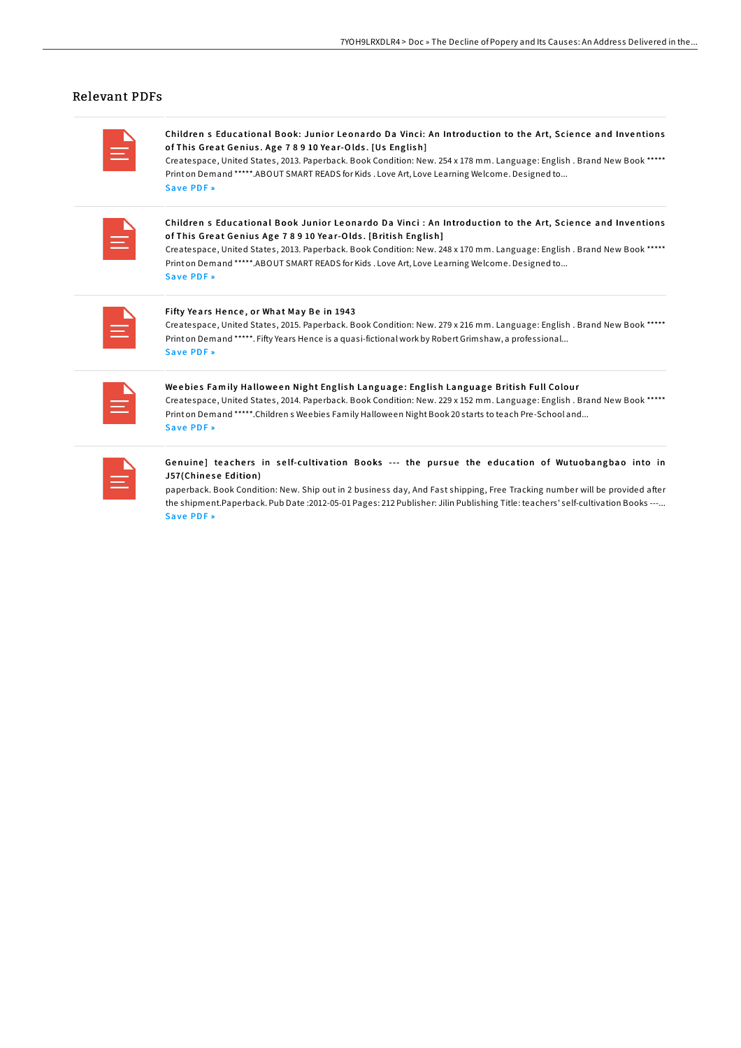## Relevant PDFs

**Children s Educational Book: Junior Leonardo Da Vinci: An Introduction to the Art, Science and Inventions of This Great Genius. Age 7 8 9 10 Year-Olds. [Us English]**

Createspace, United States, 2013. Paperback. Book Condition: New. 254 x 178 mm. Language: English . Brand New Book ***** Print on Demand *****.ABOUT SMART READS for Kids . Love Art, Love Learning Welcome. Designed to...

Save PDF »

**Children s Educational Book Junior Leonardo Da Vinci : An Introduction to the Art, Science and Inventions of This Great Genius Age 7 8 9 10 Year-Olds. [British English]**

Createspace, United States, 2013. Paperback. Book Condition: New. 248 x 170 mm. Language: English . Brand New Book ***** Print on Demand *****.ABOUT SMART READS for Kids . Love Art, Love Learning Welcome. Designed to...

Save PDF »

**Fifty Years Hence, or What May Be in 1943**

Createspace, United States, 2015. Paperback. Book Condition: New. 279 x 216 mm. Language: English . Brand New Book ***** Print on Demand *****. Fifty Years Hence is a quasi-fictional work by Robert Grimshaw, a professional...

Save PDF »

**Weebies Family Halloween Night English Language: English Language British Full Colour**

Createspace, United States, 2014. Paperback. Book Condition: New. 229 x 152 mm. Language: English . Brand New Book ***** Print on Demand *****.Children s Weebies Family Halloween Night Book 20 starts to teach Pre-School and...

Save PDF »

**Genuine] teachers in self-cultivation Books --- the pursue the education of Wutuobangbao into in J57(Chinese Edition)**

paperback. Book Condition: New. Ship out in 2 business day, And Fast shipping, Free Tracking number will be provided after the shipment.Paperback. Pub Date :2012-05-01 Pages: 212 Publisher: Jilin Publishing Title: teachers' self-cultivation Books ---...

Save PDF »